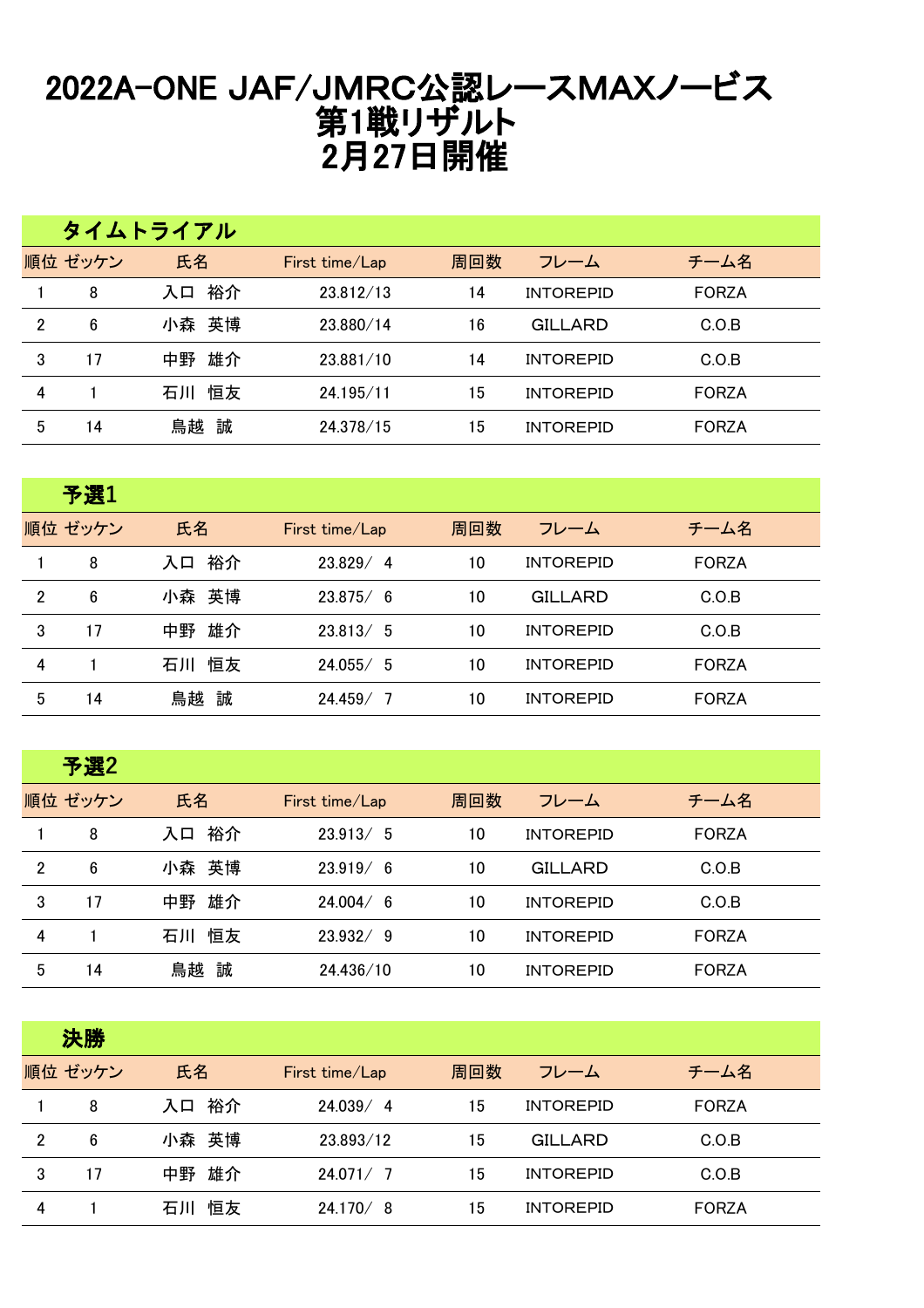# 2022A-ONE JAF/JMRC公認レースMAXノービス
# 第1戦リザルト
# 2月27日開催

## タイムトライアル

| 順位 | ゼッケン | 氏名 | First time/Lap | 周回数 | フレーム | チーム名 |
|---|---|---|---|---|---|---|
| 1 | 8 | 入口　裕介 | 23.812/13 | 14 | INTOREPID | FORZA |
| 2 | 6 | 小森　英博 | 23.880/14 | 16 | GILLARD | C.O.B |
| 3 | 17 | 中野　雄介 | 23.881/10 | 14 | INTOREPID | C.O.B |
| 4 | 1 | 石川　恒友 | 24.195/11 | 15 | INTOREPID | FORZA |
| 5 | 14 | 鳥越　誠 | 24.378/15 | 15 | INTOREPID | FORZA |

## 予選1

| 順位 | ゼッケン | 氏名 | First time/Lap | 周回数 | フレーム | チーム名 |
|---|---|---|---|---|---|---|
| 1 | 8 | 入口　裕介 | 23.829/ 4 | 10 | INTOREPID | FORZA |
| 2 | 6 | 小森　英博 | 23.875/ 6 | 10 | GILLARD | C.O.B |
| 3 | 17 | 中野　雄介 | 23.813/ 5 | 10 | INTOREPID | C.O.B |
| 4 | 1 | 石川　恒友 | 24.055/ 5 | 10 | INTOREPID | FORZA |
| 5 | 14 | 鳥越　誠 | 24.459/ 7 | 10 | INTOREPID | FORZA |

## 予選2

| 順位 | ゼッケン | 氏名 | First time/Lap | 周回数 | フレーム | チーム名 |
|---|---|---|---|---|---|---|
| 1 | 8 | 入口　裕介 | 23.913/ 5 | 10 | INTOREPID | FORZA |
| 2 | 6 | 小森　英博 | 23.919/ 6 | 10 | GILLARD | C.O.B |
| 3 | 17 | 中野　雄介 | 24.004/ 6 | 10 | INTOREPID | C.O.B |
| 4 | 1 | 石川　恒友 | 23.932/ 9 | 10 | INTOREPID | FORZA |
| 5 | 14 | 鳥越　誠 | 24.436/10 | 10 | INTOREPID | FORZA |

## 決勝

| 順位 | ゼッケン | 氏名 | First time/Lap | 周回数 | フレーム | チーム名 |
|---|---|---|---|---|---|---|
| 1 | 8 | 入口　裕介 | 24.039/ 4 | 15 | INTOREPID | FORZA |
| 2 | 6 | 小森　英博 | 23.893/12 | 15 | GILLARD | C.O.B |
| 3 | 17 | 中野　雄介 | 24.071/ 7 | 15 | INTOREPID | C.O.B |
| 4 | 1 | 石川　恒友 | 24.170/ 8 | 15 | INTOREPID | FORZA |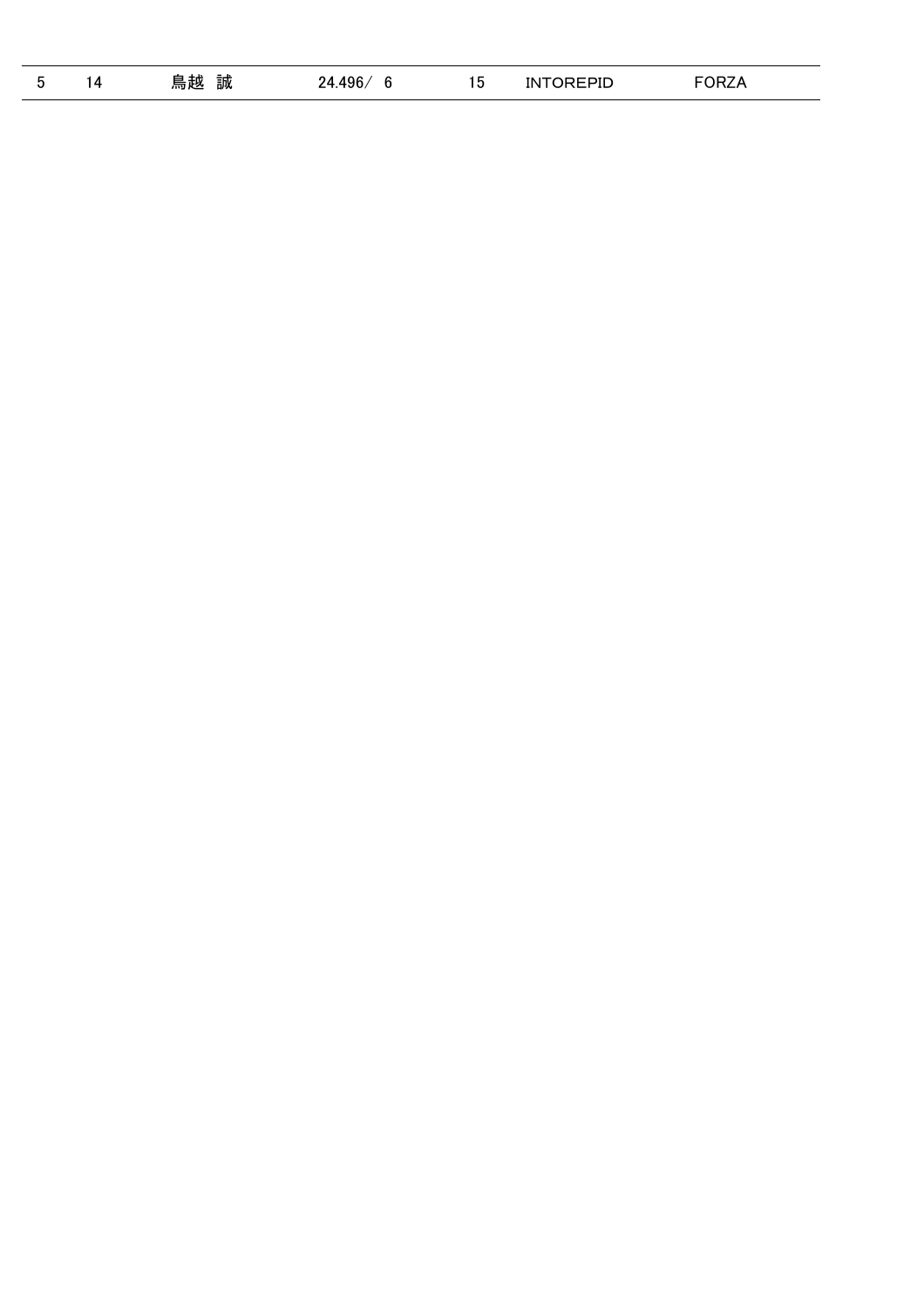| 5 | 14 | 鳥越 誠 | 24.496／ 6 | 15 | INTOREPID | FORZA |
| --- | --- | --- | --- | --- | --- | --- |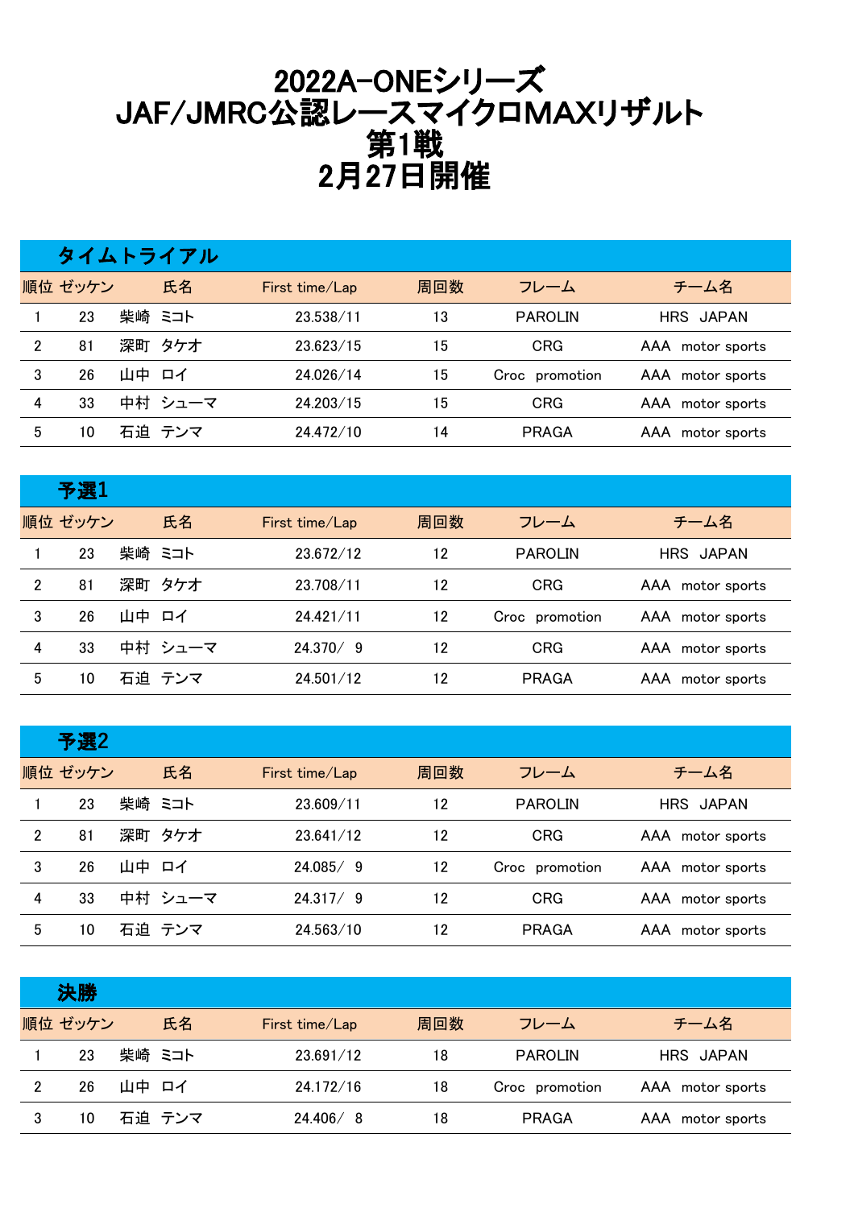# 2022A-ONEシリーズ
# JAF/JMRC公認レースマイクロMAXリザルト
# 第1戦
# 2月27日開催

## タイムトライアル

| 順位 | ゼッケン | 氏名 | First time/Lap | 周回数 | フレーム | チーム名 |
|---|---|---|---|---|---|---|
| 1 | 23 | 柴崎 ミコト | 23.538/11 | 13 | PAROLIN | HRS JAPAN |
| 2 | 81 | 深町 タケオ | 23.623/15 | 15 | CRG | AAA motor sports |
| 3 | 26 | 山中 ロイ | 24.026/14 | 15 | Croc promotion | AAA motor sports |
| 4 | 33 | 中村 シューマ | 24.203/15 | 15 | CRG | AAA motor sports |
| 5 | 10 | 石迫 テンマ | 24.472/10 | 14 | PRAGA | AAA motor sports |

## 予選1

| 順位 | ゼッケン | 氏名 | First time/Lap | 周回数 | フレーム | チーム名 |
|---|---|---|---|---|---|---|
| 1 | 23 | 柴崎 ミコト | 23.672/12 | 12 | PAROLIN | HRS JAPAN |
| 2 | 81 | 深町 タケオ | 23.708/11 | 12 | CRG | AAA motor sports |
| 3 | 26 | 山中 ロイ | 24.421/11 | 12 | Croc promotion | AAA motor sports |
| 4 | 33 | 中村 シューマ | 24.370/ 9 | 12 | CRG | AAA motor sports |
| 5 | 10 | 石迫 テンマ | 24.501/12 | 12 | PRAGA | AAA motor sports |

## 予選2

| 順位 | ゼッケン | 氏名 | First time/Lap | 周回数 | フレーム | チーム名 |
|---|---|---|---|---|---|---|
| 1 | 23 | 柴崎 ミコト | 23.609/11 | 12 | PAROLIN | HRS JAPAN |
| 2 | 81 | 深町 タケオ | 23.641/12 | 12 | CRG | AAA motor sports |
| 3 | 26 | 山中 ロイ | 24.085/ 9 | 12 | Croc promotion | AAA motor sports |
| 4 | 33 | 中村 シューマ | 24.317/ 9 | 12 | CRG | AAA motor sports |
| 5 | 10 | 石迫 テンマ | 24.563/10 | 12 | PRAGA | AAA motor sports |

## 決勝

| 順位 | ゼッケン | 氏名 | First time/Lap | 周回数 | フレーム | チーム名 |
|---|---|---|---|---|---|---|
| 1 | 23 | 柴崎 ミコト | 23.691/12 | 18 | PAROLIN | HRS JAPAN |
| 2 | 26 | 山中 ロイ | 24.172/16 | 18 | Croc promotion | AAA motor sports |
| 3 | 10 | 石迫 テンマ | 24.406/ 8 | 18 | PRAGA | AAA motor sports |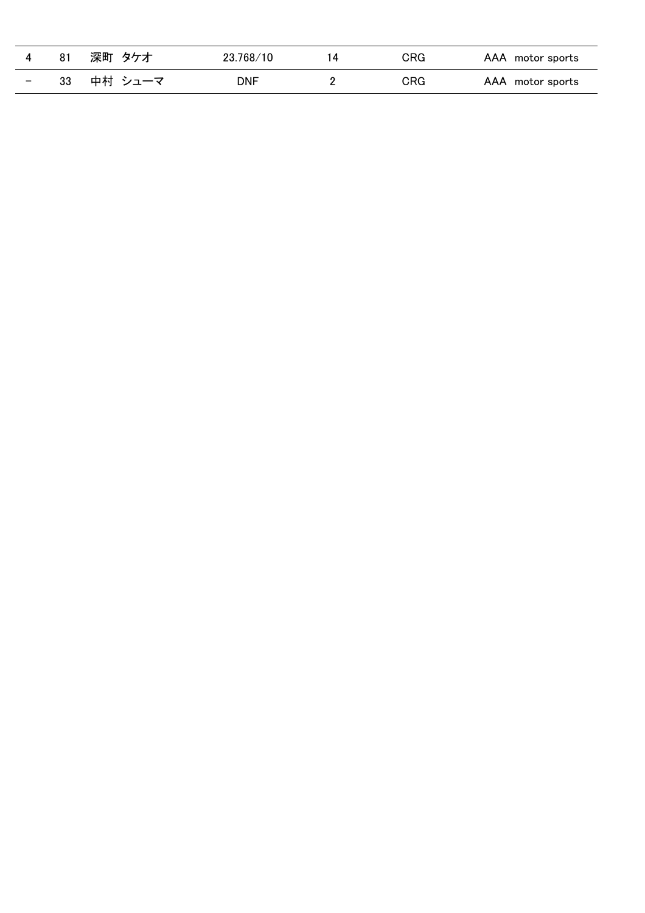| 4 | 81 | 深町 タケオ | 23.768/10 | 14 | CRG | AAA motor sports |
|---|---|---|---|---|---|---|
| - | 33 | 中村 シューマ | DNF | 2 | CRG | AAA motor sports |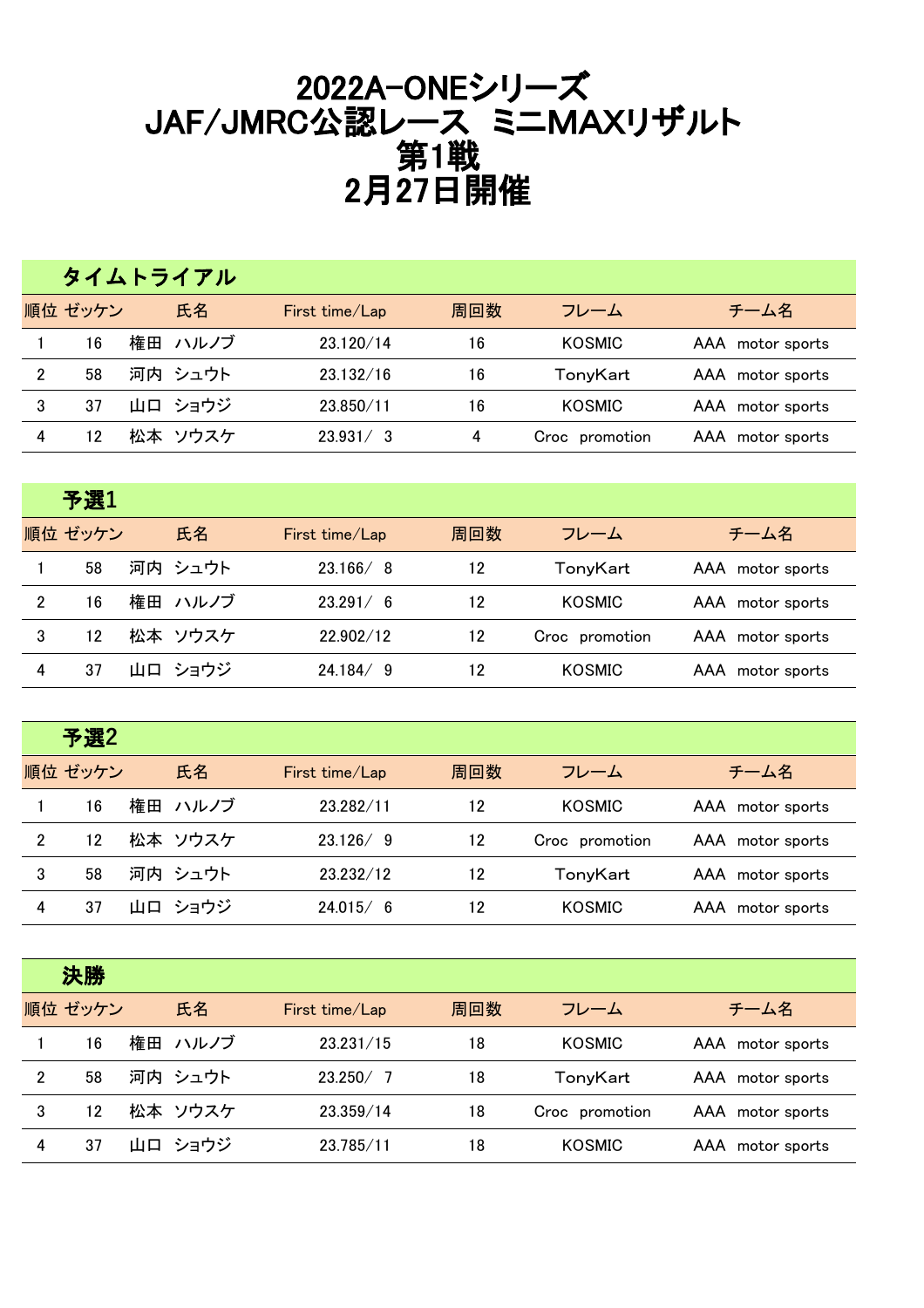# 2022A-ONEシリーズ
# JAF/JMRC公認レース　ミニMAXリザルト
# 第1戦
# 2月27日開催

## タイムトライアル

| 順位 | ゼッケン | 氏名 | First time/Lap | 周回数 | フレーム | チーム名 |
|---|---|---|---|---|---|---|
| 1 | 16 | 権田　ハルノブ | 23.120/14 | 16 | KOSMIC | AAA　motor sports |
| 2 | 58 | 河内　シュウト | 23.132/16 | 16 | TonyKart | AAA　motor sports |
| 3 | 37 | 山口　ショウジ | 23.850/11 | 16 | KOSMIC | AAA　motor sports |
| 4 | 12 | 松本　ソウスケ | 23.931/ 3 | 4 | Croc　promotion | AAA　motor sports |

## 予選1

| 順位 | ゼッケン | 氏名 | First time/Lap | 周回数 | フレーム | チーム名 |
|---|---|---|---|---|---|---|
| 1 | 58 | 河内　シュウト | 23.166/ 8 | 12 | TonyKart | AAA　motor sports |
| 2 | 16 | 権田　ハルノブ | 23.291/ 6 | 12 | KOSMIC | AAA　motor sports |
| 3 | 12 | 松本　ソウスケ | 22.902/12 | 12 | Croc　promotion | AAA　motor sports |
| 4 | 37 | 山口　ショウジ | 24.184/ 9 | 12 | KOSMIC | AAA　motor sports |

## 予選2

| 順位 | ゼッケン | 氏名 | First time/Lap | 周回数 | フレーム | チーム名 |
|---|---|---|---|---|---|---|
| 1 | 16 | 権田　ハルノブ | 23.282/11 | 12 | KOSMIC | AAA　motor sports |
| 2 | 12 | 松本　ソウスケ | 23.126/ 9 | 12 | Croc　promotion | AAA　motor sports |
| 3 | 58 | 河内　シュウト | 23.232/12 | 12 | TonyKart | AAA　motor sports |
| 4 | 37 | 山口　ショウジ | 24.015/ 6 | 12 | KOSMIC | AAA　motor sports |

## 決勝

| 順位 | ゼッケン | 氏名 | First time/Lap | 周回数 | フレーム | チーム名 |
|---|---|---|---|---|---|---|
| 1 | 16 | 権田　ハルノブ | 23.231/15 | 18 | KOSMIC | AAA　motor sports |
| 2 | 58 | 河内　シュウト | 23.250/ 7 | 18 | TonyKart | AAA　motor sports |
| 3 | 12 | 松本　ソウスケ | 23.359/14 | 18 | Croc　promotion | AAA　motor sports |
| 4 | 37 | 山口　ショウジ | 23.785/11 | 18 | KOSMIC | AAA　motor sports |